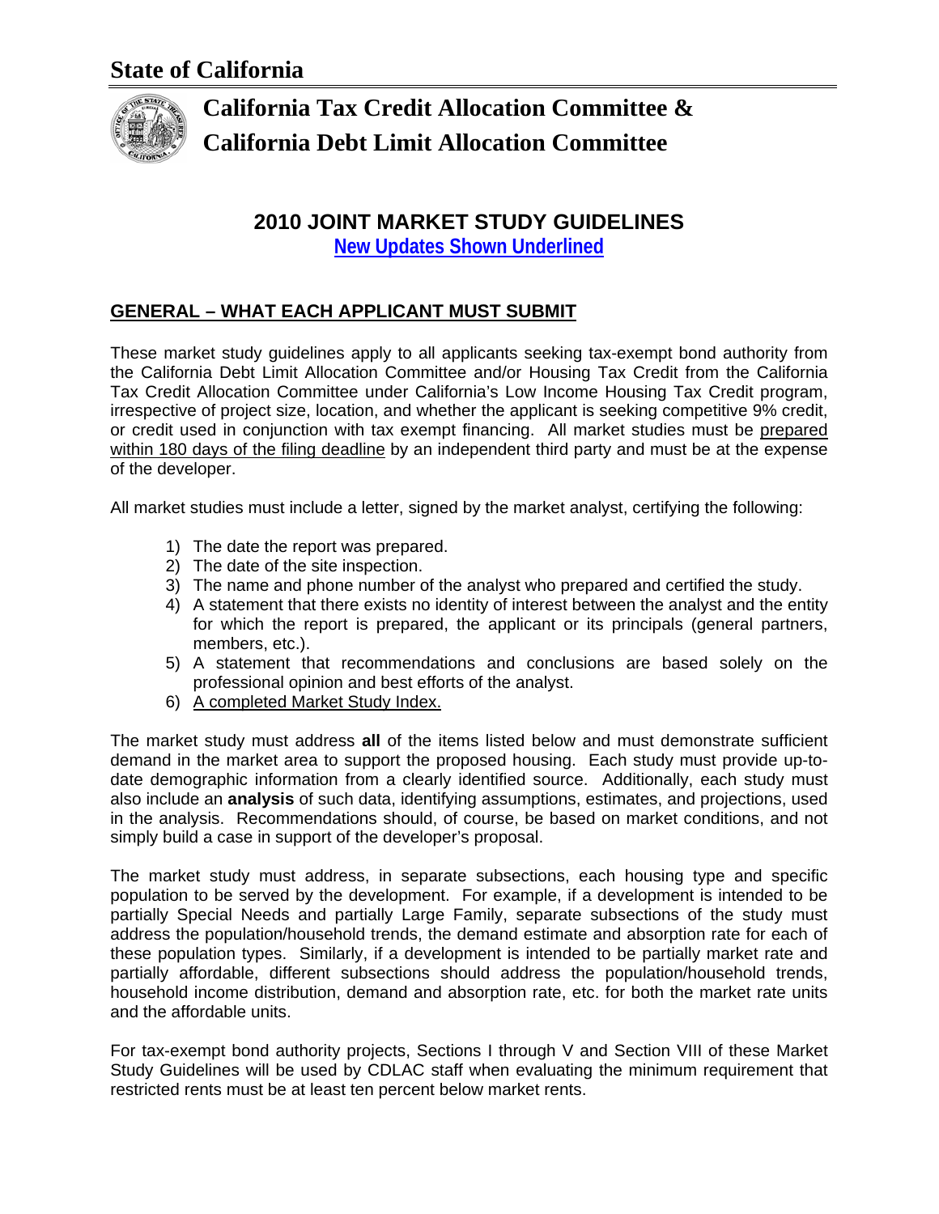# State of California

## California Tax Credit Allocation Committee & California Debt Limit Allocation Committee

## 2010 JOINT MARKET STUDY GUIDELINES

New Updates Shown Underlined

## GENERAL – WHAT EACH APPLICANT MUST SUBMIT

These market study guidelines apply to all applicants seeking tax-exempt bond authority from the California Debt Limit Allocation Committee and/or Housing Tax Credit from the California Tax Credit Allocation Committee under California's Low Income Housing Tax Credit program, irrespective of project size, location, and whether the applicant is seeking competitive 9% credit, or credit used in conjunction with tax exempt financing. All market studies must be prepared within 180 days of the filing deadline by an independent third party and must be at the expense of the developer.

All market studies must include a letter, signed by the market analyst, certifying the following:

1) The date the report was prepared.
2) The date of the site inspection.
3) The name and phone number of the analyst who prepared and certified the study.
4) A statement that there exists no identity of interest between the analyst and the entity for which the report is prepared, the applicant or its principals (general partners, members, etc.).
5) A statement that recommendations and conclusions are based solely on the professional opinion and best efforts of the analyst.
6) A completed Market Study Index.

The market study must address **all** of the items listed below and must demonstrate sufficient demand in the market area to support the proposed housing. Each study must provide up-to-date demographic information from a clearly identified source. Additionally, each study must also include an **analysis** of such data, identifying assumptions, estimates, and projections, used in the analysis. Recommendations should, of course, be based on market conditions, and not simply build a case in support of the developer's proposal.

The market study must address, in separate subsections, each housing type and specific population to be served by the development. For example, if a development is intended to be partially Special Needs and partially Large Family, separate subsections of the study must address the population/household trends, the demand estimate and absorption rate for each of these population types. Similarly, if a development is intended to be partially market rate and partially affordable, different subsections should address the population/household trends, household income distribution, demand and absorption rate, etc. for both the market rate units and the affordable units.

For tax-exempt bond authority projects, Sections I through V and Section VIII of these Market Study Guidelines will be used by CDLAC staff when evaluating the minimum requirement that restricted rents must be at least ten percent below market rents.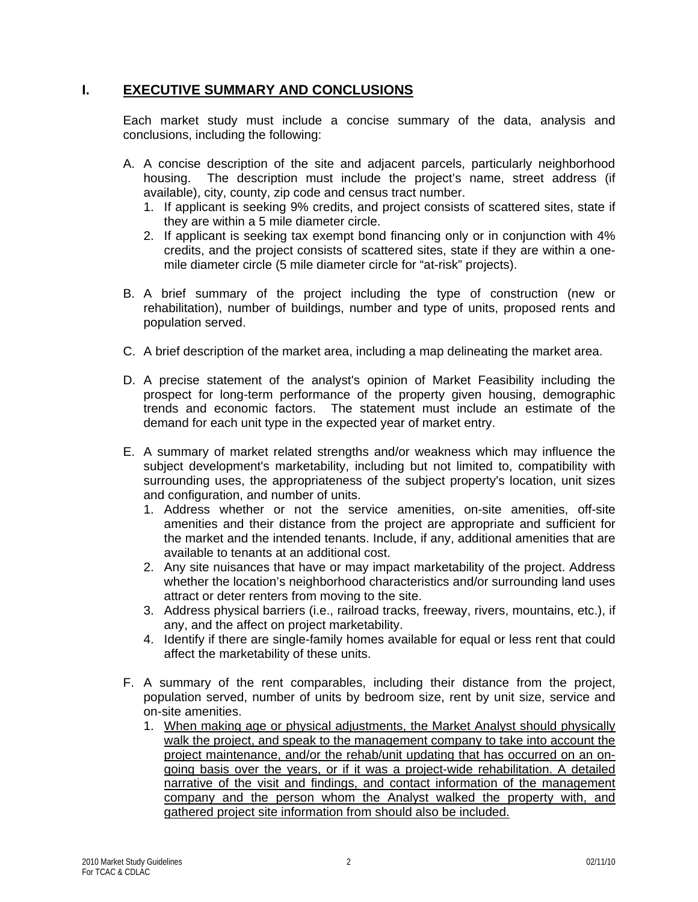# I. EXECUTIVE SUMMARY AND CONCLUSIONS

Each market study must include a concise summary of the data, analysis and conclusions, including the following:

A. A concise description of the site and adjacent parcels, particularly neighborhood housing. The description must include the project's name, street address (if available), city, county, zip code and census tract number.
   1. If applicant is seeking 9% credits, and project consists of scattered sites, state if they are within a 5 mile diameter circle.
   2. If applicant is seeking tax exempt bond financing only or in conjunction with 4% credits, and the project consists of scattered sites, state if they are within a one-mile diameter circle (5 mile diameter circle for "at-risk" projects).

B. A brief summary of the project including the type of construction (new or rehabilitation), number of buildings, number and type of units, proposed rents and population served.

C. A brief description of the market area, including a map delineating the market area.

D. A precise statement of the analyst's opinion of Market Feasibility including the prospect for long-term performance of the property given housing, demographic trends and economic factors. The statement must include an estimate of the demand for each unit type in the expected year of market entry.

E. A summary of market related strengths and/or weakness which may influence the subject development's marketability, including but not limited to, compatibility with surrounding uses, the appropriateness of the subject property's location, unit sizes and configuration, and number of units.
   1. Address whether or not the service amenities, on-site amenities, off-site amenities and their distance from the project are appropriate and sufficient for the market and the intended tenants. Include, if any, additional amenities that are available to tenants at an additional cost.
   2. Any site nuisances that have or may impact marketability of the project. Address whether the location's neighborhood characteristics and/or surrounding land uses attract or deter renters from moving to the site.
   3. Address physical barriers (i.e., railroad tracks, freeway, rivers, mountains, etc.), if any, and the affect on project marketability.
   4. Identify if there are single-family homes available for equal or less rent that could affect the marketability of these units.

F. A summary of the rent comparables, including their distance from the project, population served, number of units by bedroom size, rent by unit size, service and on-site amenities.
   1. <u>When making age or physical adjustments, the Market Analyst should physically walk the project, and speak to the management company to take into account the project maintenance, and/or the rehab/unit updating that has occurred on an on-going basis over the years, or if it was a project-wide rehabilitation. A detailed narrative of the visit and findings, and contact information of the management company and the person whom the Analyst walked the property with, and gathered project site information from should also be included.</u>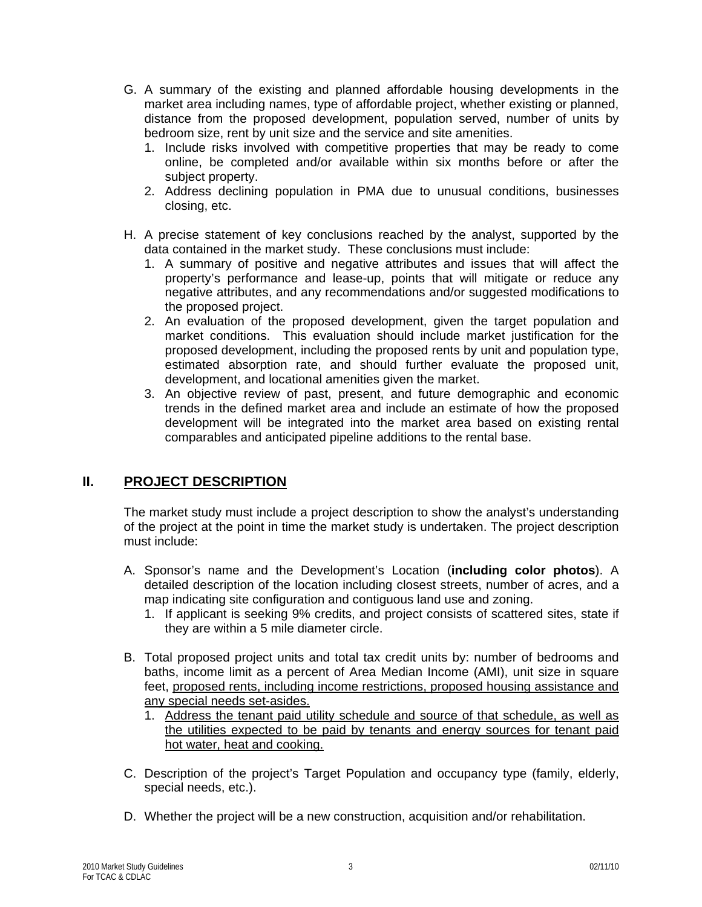G. A summary of the existing and planned affordable housing developments in the market area including names, type of affordable project, whether existing or planned, distance from the proposed development, population served, number of units by bedroom size, rent by unit size and the service and site amenities.
   1. Include risks involved with competitive properties that may be ready to come online, be completed and/or available within six months before or after the subject property.
   2. Address declining population in PMA due to unusual conditions, businesses closing, etc.

H. A precise statement of key conclusions reached by the analyst, supported by the data contained in the market study. These conclusions must include:
   1. A summary of positive and negative attributes and issues that will affect the property's performance and lease-up, points that will mitigate or reduce any negative attributes, and any recommendations and/or suggested modifications to the proposed project.
   2. An evaluation of the proposed development, given the target population and market conditions. This evaluation should include market justification for the proposed development, including the proposed rents by unit and population type, estimated absorption rate, and should further evaluate the proposed unit, development, and locational amenities given the market.
   3. An objective review of past, present, and future demographic and economic trends in the defined market area and include an estimate of how the proposed development will be integrated into the market area based on existing rental comparables and anticipated pipeline additions to the rental base.

## II. <u>PROJECT DESCRIPTION</u>

The market study must include a project description to show the analyst's understanding of the project at the point in time the market study is undertaken. The project description must include:

A. Sponsor's name and the Development's Location (**including color photos**). A detailed description of the location including closest streets, number of acres, and a map indicating site configuration and contiguous land use and zoning.
   1. If applicant is seeking 9% credits, and project consists of scattered sites, state if they are within a 5 mile diameter circle.

B. Total proposed project units and total tax credit units by: number of bedrooms and baths, income limit as a percent of Area Median Income (AMI), unit size in square feet, <u>proposed rents, including income restrictions, proposed housing assistance and any special needs set-asides.</u>
   1. <u>Address the tenant paid utility schedule and source of that schedule, as well as the utilities expected to be paid by tenants and energy sources for tenant paid hot water, heat and cooking.</u>

C. Description of the project's Target Population and occupancy type (family, elderly, special needs, etc.).

D. Whether the project will be a new construction, acquisition and/or rehabilitation.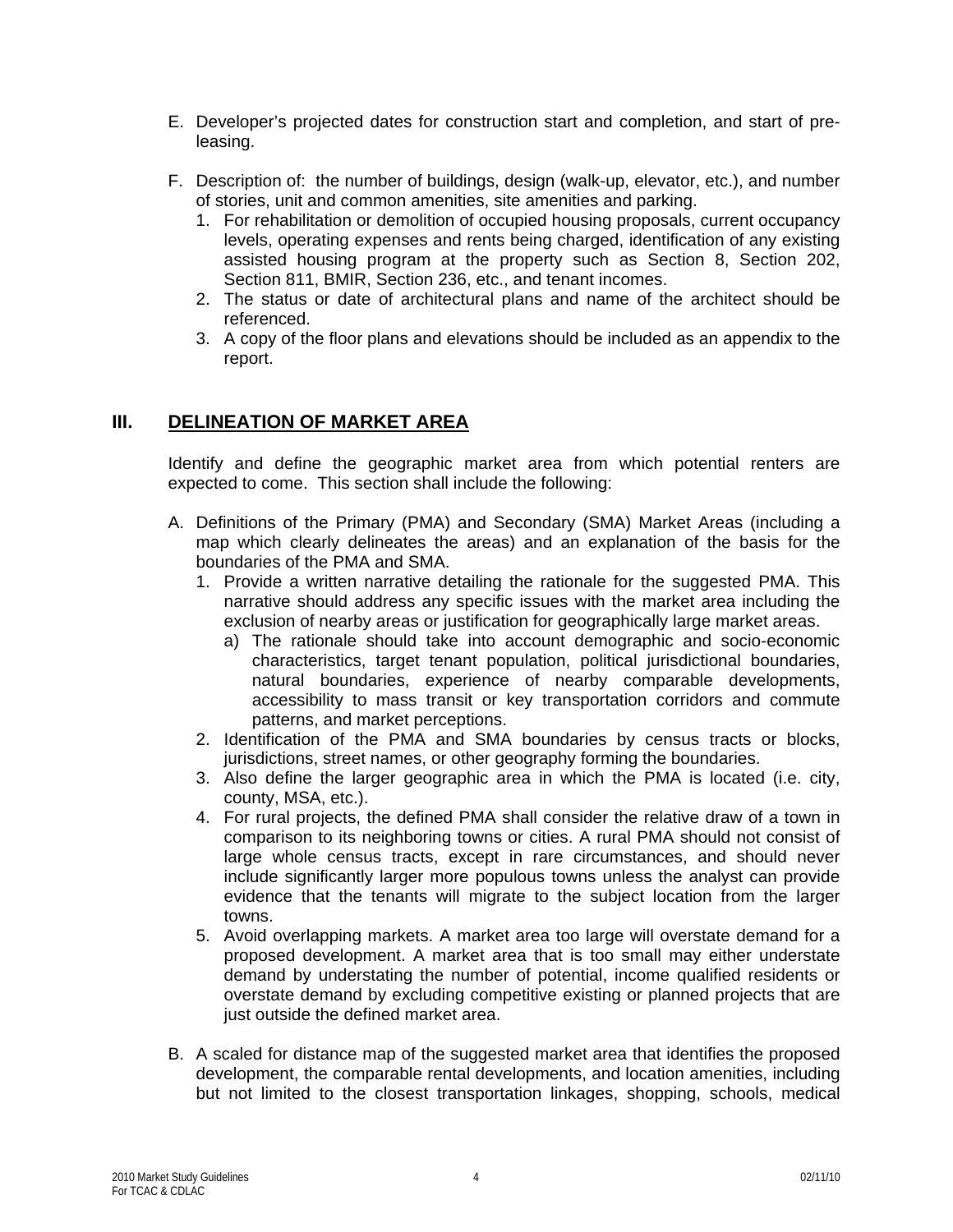E. Developer's projected dates for construction start and completion, and start of pre-leasing.

F. Description of: the number of buildings, design (walk-up, elevator, etc.), and number of stories, unit and common amenities, site amenities and parking.
   1. For rehabilitation or demolition of occupied housing proposals, current occupancy levels, operating expenses and rents being charged, identification of any existing assisted housing program at the property such as Section 8, Section 202, Section 811, BMIR, Section 236, etc., and tenant incomes.
   2. The status or date of architectural plans and name of the architect should be referenced.
   3. A copy of the floor plans and elevations should be included as an appendix to the report.

## III. DELINEATION OF MARKET AREA

Identify and define the geographic market area from which potential renters are expected to come. This section shall include the following:

A. Definitions of the Primary (PMA) and Secondary (SMA) Market Areas (including a map which clearly delineates the areas) and an explanation of the basis for the boundaries of the PMA and SMA.
   1. Provide a written narrative detailing the rationale for the suggested PMA. This narrative should address any specific issues with the market area including the exclusion of nearby areas or justification for geographically large market areas.
      a) The rationale should take into account demographic and socio-economic characteristics, target tenant population, political jurisdictional boundaries, natural boundaries, experience of nearby comparable developments, accessibility to mass transit or key transportation corridors and commute patterns, and market perceptions.
   2. Identification of the PMA and SMA boundaries by census tracts or blocks, jurisdictions, street names, or other geography forming the boundaries.
   3. Also define the larger geographic area in which the PMA is located (i.e. city, county, MSA, etc.).
   4. For rural projects, the defined PMA shall consider the relative draw of a town in comparison to its neighboring towns or cities. A rural PMA should not consist of large whole census tracts, except in rare circumstances, and should never include significantly larger more populous towns unless the analyst can provide evidence that the tenants will migrate to the subject location from the larger towns.
   5. Avoid overlapping markets. A market area too large will overstate demand for a proposed development. A market area that is too small may either understate demand by understating the number of potential, income qualified residents or overstate demand by excluding competitive existing or planned projects that are just outside the defined market area.

B. A scaled for distance map of the suggested market area that identifies the proposed development, the comparable rental developments, and location amenities, including but not limited to the closest transportation linkages, shopping, schools, medical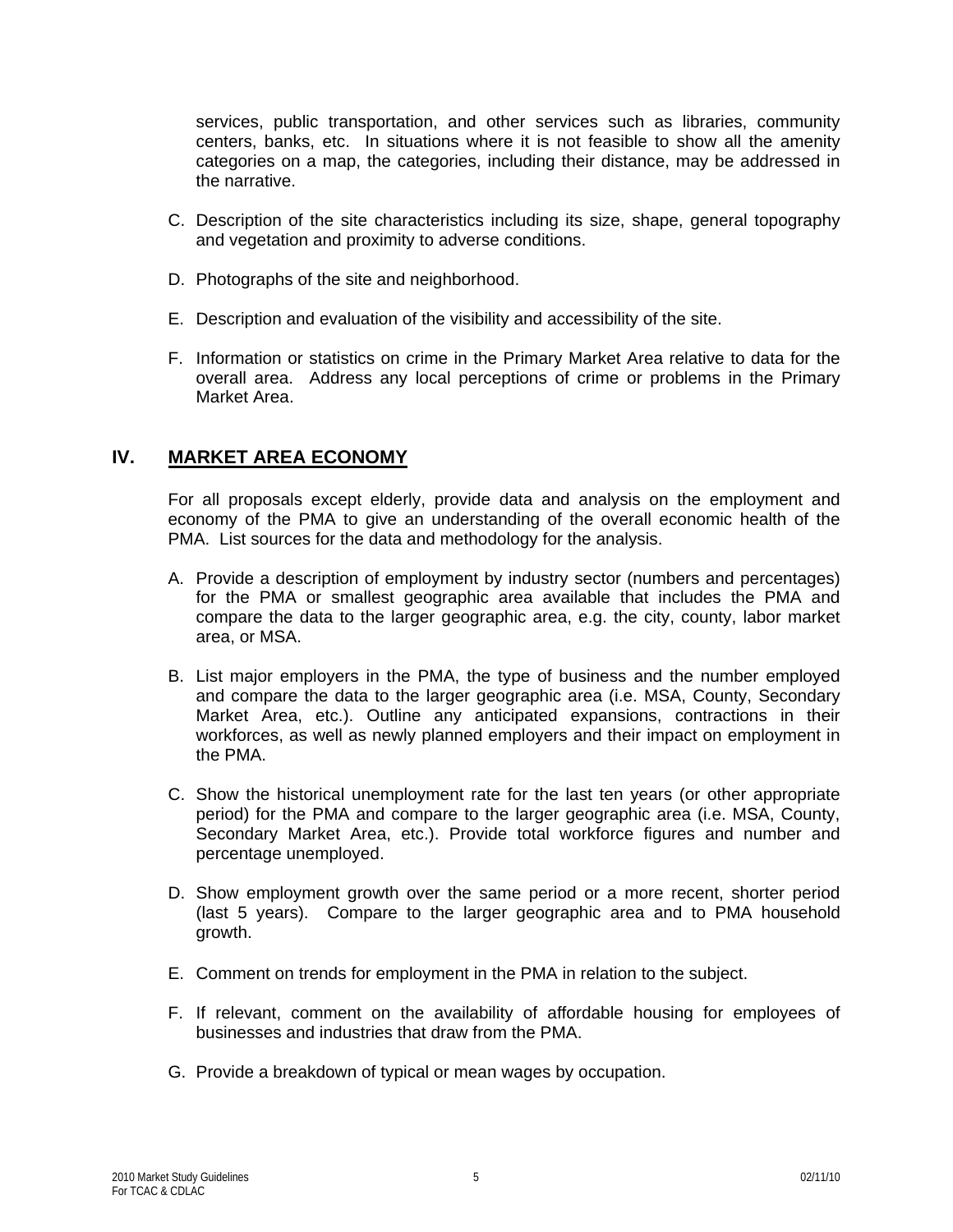services, public transportation, and other services such as libraries, community centers, banks, etc. In situations where it is not feasible to show all the amenity categories on a map, the categories, including their distance, may be addressed in the narrative.

C. Description of the site characteristics including its size, shape, general topography and vegetation and proximity to adverse conditions.

D. Photographs of the site and neighborhood.

E. Description and evaluation of the visibility and accessibility of the site.

F. Information or statistics on crime in the Primary Market Area relative to data for the overall area. Address any local perceptions of crime or problems in the Primary Market Area.

## IV. MARKET AREA ECONOMY

For all proposals except elderly, provide data and analysis on the employment and economy of the PMA to give an understanding of the overall economic health of the PMA. List sources for the data and methodology for the analysis.

A. Provide a description of employment by industry sector (numbers and percentages) for the PMA or smallest geographic area available that includes the PMA and compare the data to the larger geographic area, e.g. the city, county, labor market area, or MSA.

B. List major employers in the PMA, the type of business and the number employed and compare the data to the larger geographic area (i.e. MSA, County, Secondary Market Area, etc.). Outline any anticipated expansions, contractions in their workforces, as well as newly planned employers and their impact on employment in the PMA.

C. Show the historical unemployment rate for the last ten years (or other appropriate period) for the PMA and compare to the larger geographic area (i.e. MSA, County, Secondary Market Area, etc.). Provide total workforce figures and number and percentage unemployed.

D. Show employment growth over the same period or a more recent, shorter period (last 5 years). Compare to the larger geographic area and to PMA household growth.

E. Comment on trends for employment in the PMA in relation to the subject.

F. If relevant, comment on the availability of affordable housing for employees of businesses and industries that draw from the PMA.

G. Provide a breakdown of typical or mean wages by occupation.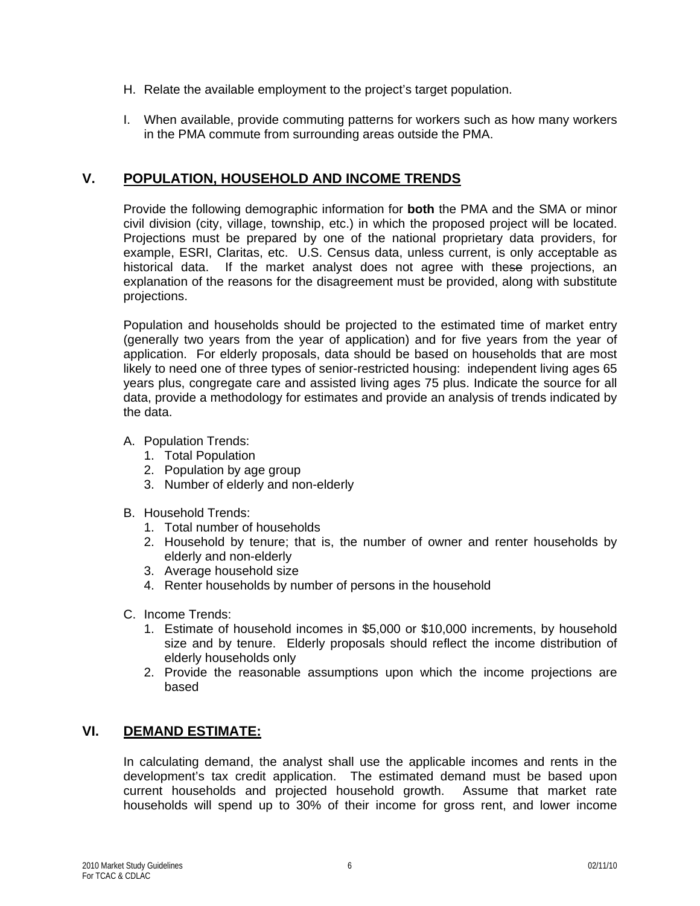H. Relate the available employment to the project's target population.

I. When available, provide commuting patterns for workers such as how many workers in the PMA commute from surrounding areas outside the PMA.

## V. POPULATION, HOUSEHOLD AND INCOME TRENDS

Provide the following demographic information for **both** the PMA and the SMA or minor civil division (city, village, township, etc.) in which the proposed project will be located. Projections must be prepared by one of the national proprietary data providers, for example, ESRI, Claritas, etc. U.S. Census data, unless current, is only acceptable as historical data. If the market analyst does not agree with these projections, an explanation of the reasons for the disagreement must be provided, along with substitute projections.

Population and households should be projected to the estimated time of market entry (generally two years from the year of application) and for five years from the year of application. For elderly proposals, data should be based on households that are most likely to need one of three types of senior-restricted housing: independent living ages 65 years plus, congregate care and assisted living ages 75 plus. Indicate the source for all data, provide a methodology for estimates and provide an analysis of trends indicated by the data.

A. Population Trends:
   1. Total Population
   2. Population by age group
   3. Number of elderly and non-elderly

B. Household Trends:
   1. Total number of households
   2. Household by tenure; that is, the number of owner and renter households by elderly and non-elderly
   3. Average household size
   4. Renter households by number of persons in the household

C. Income Trends:
   1. Estimate of household incomes in $5,000 or $10,000 increments, by household size and by tenure. Elderly proposals should reflect the income distribution of elderly households only
   2. Provide the reasonable assumptions upon which the income projections are based

## VI. DEMAND ESTIMATE:

In calculating demand, the analyst shall use the applicable incomes and rents in the development's tax credit application. The estimated demand must be based upon current households and projected household growth. Assume that market rate households will spend up to 30% of their income for gross rent, and lower income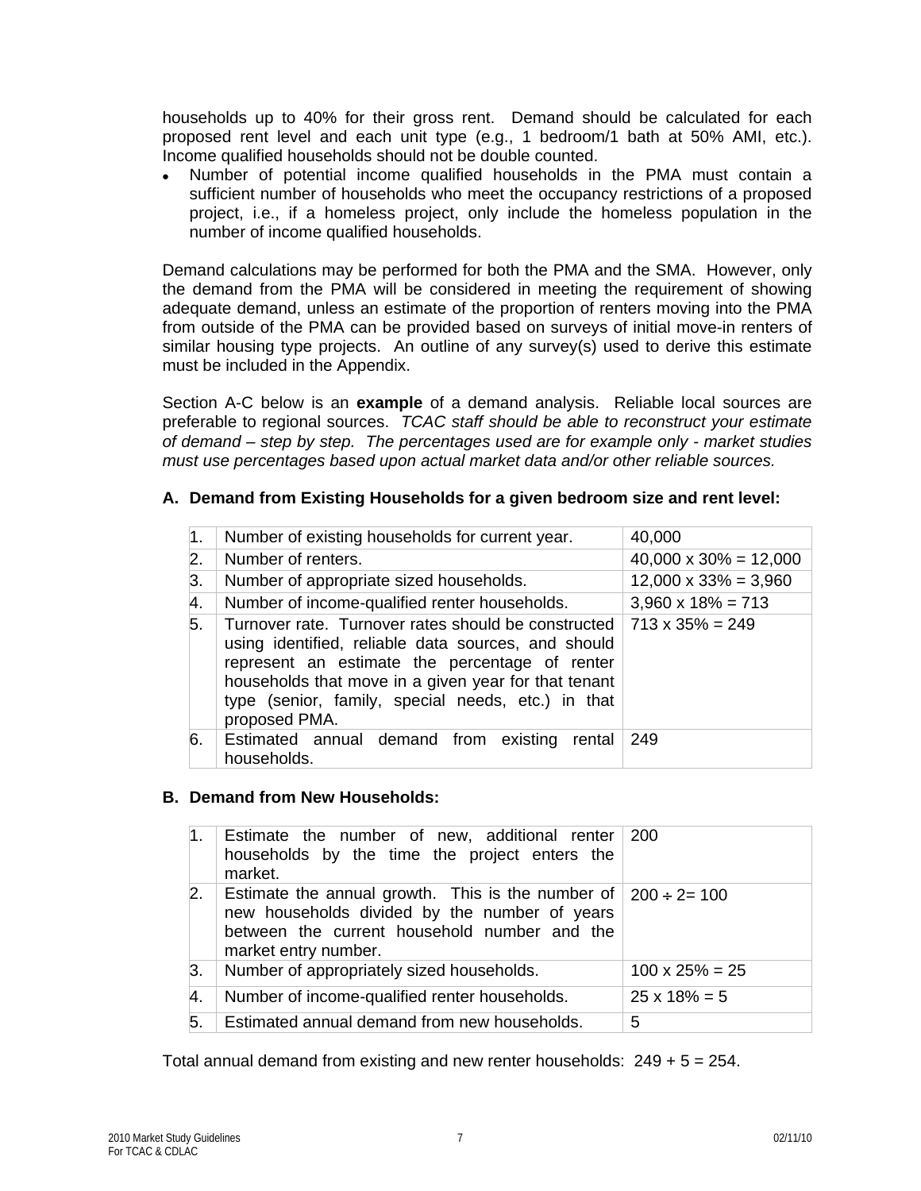households up to 40% for their gross rent. Demand should be calculated for each proposed rent level and each unit type (e.g., 1 bedroom/1 bath at 50% AMI, etc.). Income qualified households should not be double counted.

- Number of potential income qualified households in the PMA must contain a sufficient number of households who meet the occupancy restrictions of a proposed project, i.e., if a homeless project, only include the homeless population in the number of income qualified households.

Demand calculations may be performed for both the PMA and the SMA. However, only the demand from the PMA will be considered in meeting the requirement of showing adequate demand, unless an estimate of the proportion of renters moving into the PMA from outside of the PMA can be provided based on surveys of initial move-in renters of similar housing type projects. An outline of any survey(s) used to derive this estimate must be included in the Appendix.

Section A-C below is an **example** of a demand analysis. Reliable local sources are preferable to regional sources. *TCAC staff should be able to reconstruct your estimate of demand – step by step. The percentages used are for example only - market studies must use percentages based upon actual market data and/or other reliable sources.*

**A. Demand from Existing Households for a given bedroom size and rent level:**

| | | |
|---|---|---|
| 1. | Number of existing households for current year. | 40,000 |
| 2. | Number of renters. | 40,000 x 30% = 12,000 |
| 3. | Number of appropriate sized households. | 12,000 x 33% = 3,960 |
| 4. | Number of income-qualified renter households. | 3,960 x 18% = 713 |
| 5. | Turnover rate. Turnover rates should be constructed using identified, reliable data sources, and should represent an estimate the percentage of renter households that move in a given year for that tenant type (senior, family, special needs, etc.) in that proposed PMA. | 713 x 35% = 249 |
| 6. | Estimated annual demand from existing rental households. | 249 |

**B. Demand from New Households:**

| | | |
|---|---|---|
| 1. | Estimate the number of new, additional renter households by the time the project enters the market. | 200 |
| 2. | Estimate the annual growth. This is the number of new households divided by the number of years between the current household number and the market entry number. | 200 ÷ 2= 100 |
| 3. | Number of appropriately sized households. | 100 x 25% = 25 |
| 4. | Number of income-qualified renter households. | 25 x 18% = 5 |
| 5. | Estimated annual demand from new households. | 5 |

Total annual demand from existing and new renter households: 249 + 5 = 254.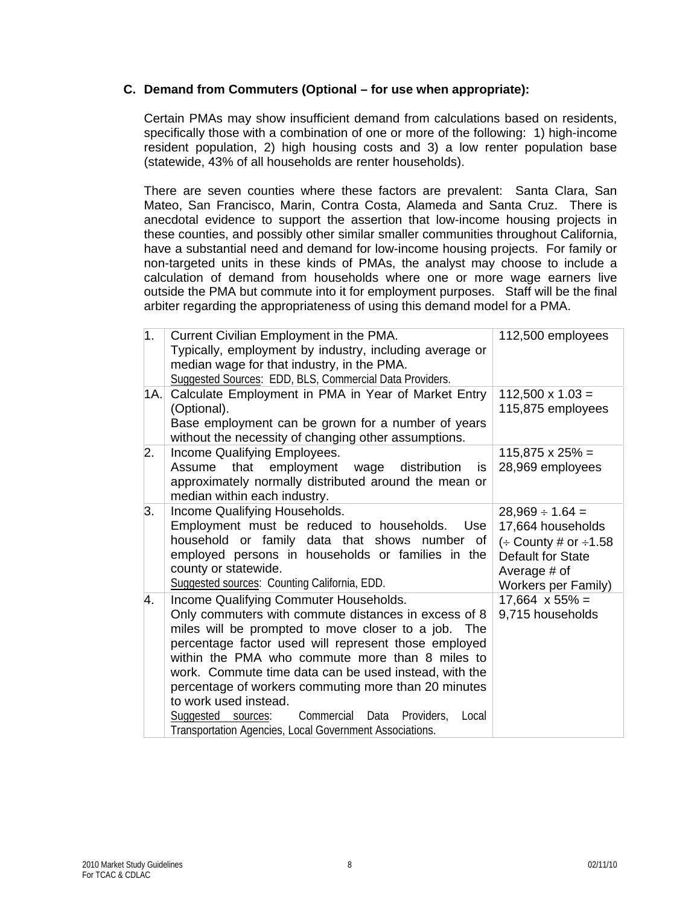### C. Demand from Commuters (Optional – for use when appropriate):

Certain PMAs may show insufficient demand from calculations based on residents, specifically those with a combination of one or more of the following: 1) high-income resident population, 2) high housing costs and 3) a low renter population base (statewide, 43% of all households are renter households).

There are seven counties where these factors are prevalent: Santa Clara, San Mateo, San Francisco, Marin, Contra Costa, Alameda and Santa Cruz. There is anecdotal evidence to support the assertion that low-income housing projects in these counties, and possibly other similar smaller communities throughout California, have a substantial need and demand for low-income housing projects. For family or non-targeted units in these kinds of PMAs, the analyst may choose to include a calculation of demand from households where one or more wage earners live outside the PMA but commute into it for employment purposes. Staff will be the final arbiter regarding the appropriateness of using this demand model for a PMA.

| | | |
|---|---|---|
| 1. | Current Civilian Employment in the PMA.<br>Typically, employment by industry, including average or median wage for that industry, in the PMA.<br><u>Suggested Sources</u>: EDD, BLS, Commercial Data Providers. | 112,500 employees |
| 1A. | Calculate Employment in PMA in Year of Market Entry (Optional).<br>Base employment can be grown for a number of years without the necessity of changing other assumptions. | 112,500 x 1.03 = 115,875 employees |
| 2. | Income Qualifying Employees.<br>Assume that employment wage distribution is approximately normally distributed around the mean or median within each industry. | 115,875 x 25% = 28,969 employees |
| 3. | Income Qualifying Households.<br>Employment must be reduced to households. Use household or family data that shows number of employed persons in households or families in the county or statewide.<br><u>Suggested sources</u>: Counting California, EDD. | 28,969 ÷ 1.64 = 17,664 households<br>(÷ County # or ÷1.58 Default for State Average # of Workers per Family) |
| 4. | Income Qualifying Commuter Households.<br>Only commuters with commute distances in excess of 8 miles will be prompted to move closer to a job. The percentage factor used will represent those employed within the PMA who commute more than 8 miles to work. Commute time data can be used instead, with the percentage of workers commuting more than 20 minutes to work used instead.<br><u>Suggested sources</u>: Commercial Data Providers, Local Transportation Agencies, Local Government Associations. | 17,664 x 55% = 9,715 households |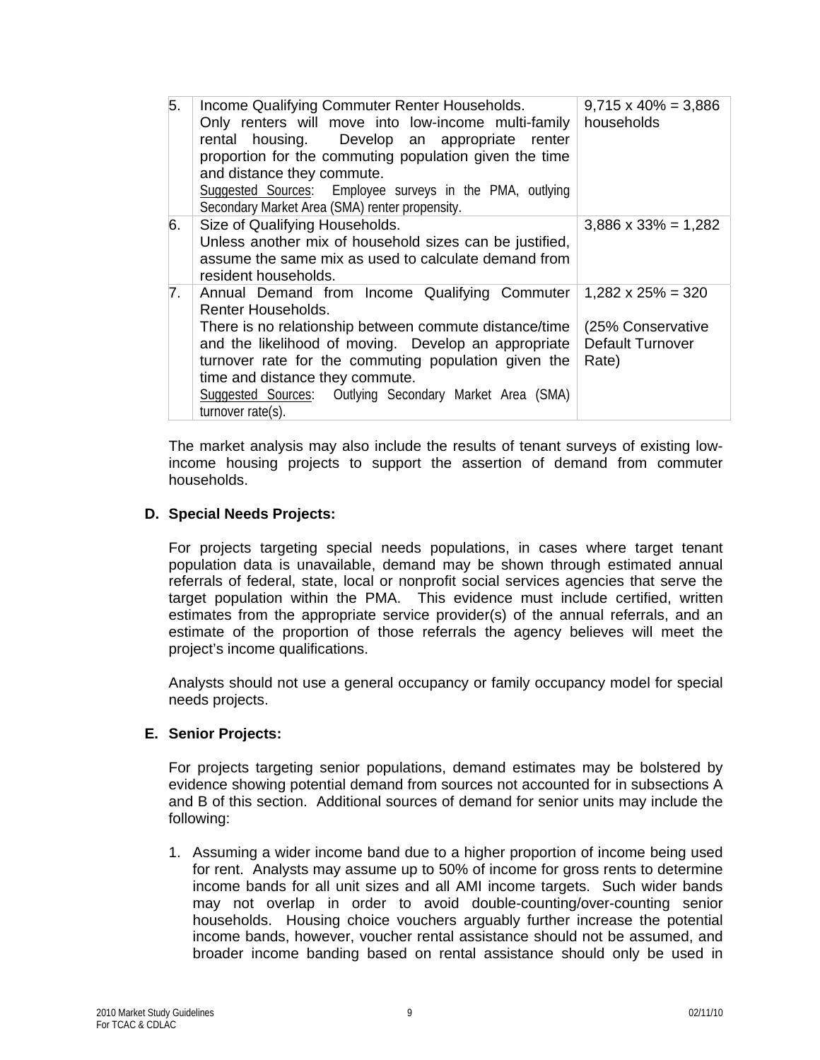| | | |
|---|---|---|
| 5. | Income Qualifying Commuter Renter Households. Only renters will move into low-income multi-family rental housing. Develop an appropriate renter proportion for the commuting population given the time and distance they commute. <br>Suggested Sources: Employee surveys in the PMA, outlying Secondary Market Area (SMA) renter propensity. | 9,715 x 40% = 3,886 households |
| 6. | Size of Qualifying Households. Unless another mix of household sizes can be justified, assume the same mix as used to calculate demand from resident households. | 3,886 x 33% = 1,282 |
| 7. | Annual Demand from Income Qualifying Commuter Renter Households. <br>There is no relationship between commute distance/time and the likelihood of moving. Develop an appropriate turnover rate for the commuting population given the time and distance they commute. <br>Suggested Sources: Outlying Secondary Market Area (SMA) turnover rate(s). | 1,282 x 25% = 320 <br><br>(25% Conservative Default Turnover Rate) |

The market analysis may also include the results of tenant surveys of existing low-income housing projects to support the assertion of demand from commuter households.

### D. Special Needs Projects:

For projects targeting special needs populations, in cases where target tenant population data is unavailable, demand may be shown through estimated annual referrals of federal, state, local or nonprofit social services agencies that serve the target population within the PMA. This evidence must include certified, written estimates from the appropriate service provider(s) of the annual referrals, and an estimate of the proportion of those referrals the agency believes will meet the project's income qualifications.

Analysts should not use a general occupancy or family occupancy model for special needs projects.

### E. Senior Projects:

For projects targeting senior populations, demand estimates may be bolstered by evidence showing potential demand from sources not accounted for in subsections A and B of this section. Additional sources of demand for senior units may include the following:

1. Assuming a wider income band due to a higher proportion of income being used for rent. Analysts may assume up to 50% of income for gross rents to determine income bands for all unit sizes and all AMI income targets. Such wider bands may not overlap in order to avoid double-counting/over-counting senior households. Housing choice vouchers arguably further increase the potential income bands, however, voucher rental assistance should not be assumed, and broader income banding based on rental assistance should only be used in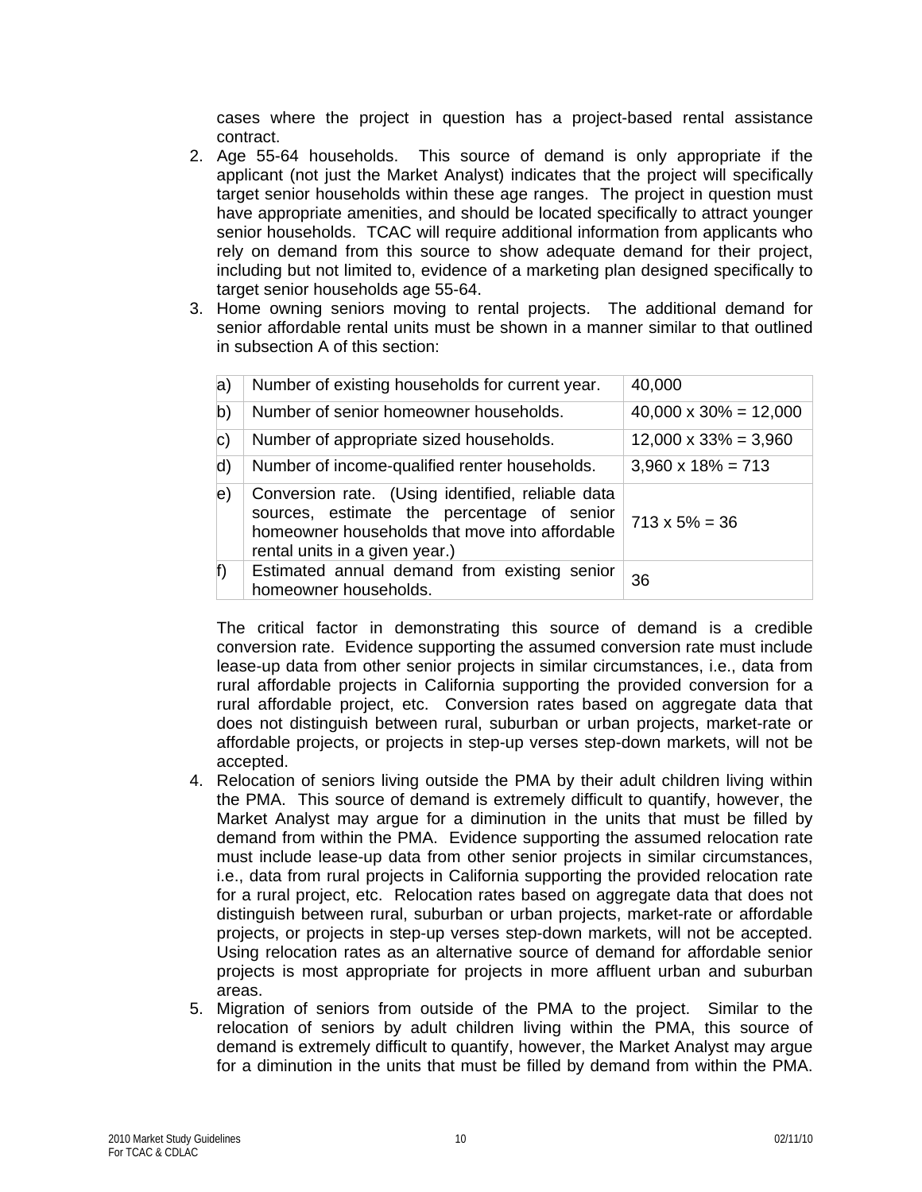cases where the project in question has a project-based rental assistance contract.

2. Age 55-64 households. This source of demand is only appropriate if the applicant (not just the Market Analyst) indicates that the project will specifically target senior households within these age ranges. The project in question must have appropriate amenities, and should be located specifically to attract younger senior households. TCAC will require additional information from applicants who rely on demand from this source to show adequate demand for their project, including but not limited to, evidence of a marketing plan designed specifically to target senior households age 55-64.
3. Home owning seniors moving to rental projects. The additional demand for senior affordable rental units must be shown in a manner similar to that outlined in subsection A of this section:

| | | |
|---|---|---|
| a) | Number of existing households for current year. | 40,000 |
| b) | Number of senior homeowner households. | 40,000 x 30% = 12,000 |
| c) | Number of appropriate sized households. | 12,000 x 33% = 3,960 |
| d) | Number of income-qualified renter households. | 3,960 x 18% = 713 |
| e) | Conversion rate. (Using identified, reliable data sources, estimate the percentage of senior homeowner households that move into affordable rental units in a given year.) | 713 x 5% = 36 |
| f) | Estimated annual demand from existing senior homeowner households. | 36 |

   The critical factor in demonstrating this source of demand is a credible conversion rate. Evidence supporting the assumed conversion rate must include lease-up data from other senior projects in similar circumstances, i.e., data from rural affordable projects in California supporting the provided conversion for a rural affordable project, etc. Conversion rates based on aggregate data that does not distinguish between rural, suburban or urban projects, market-rate or affordable projects, or projects in step-up verses step-down markets, will not be accepted.

4. Relocation of seniors living outside the PMA by their adult children living within the PMA. This source of demand is extremely difficult to quantify, however, the Market Analyst may argue for a diminution in the units that must be filled by demand from within the PMA. Evidence supporting the assumed relocation rate must include lease-up data from other senior projects in similar circumstances, i.e., data from rural projects in California supporting the provided relocation rate for a rural project, etc. Relocation rates based on aggregate data that does not distinguish between rural, suburban or urban projects, market-rate or affordable projects, or projects in step-up verses step-down markets, will not be accepted. Using relocation rates as an alternative source of demand for affordable senior projects is most appropriate for projects in more affluent urban and suburban areas.
5. Migration of seniors from outside of the PMA to the project. Similar to the relocation of seniors by adult children living within the PMA, this source of demand is extremely difficult to quantify, however, the Market Analyst may argue for a diminution in the units that must be filled by demand from within the PMA.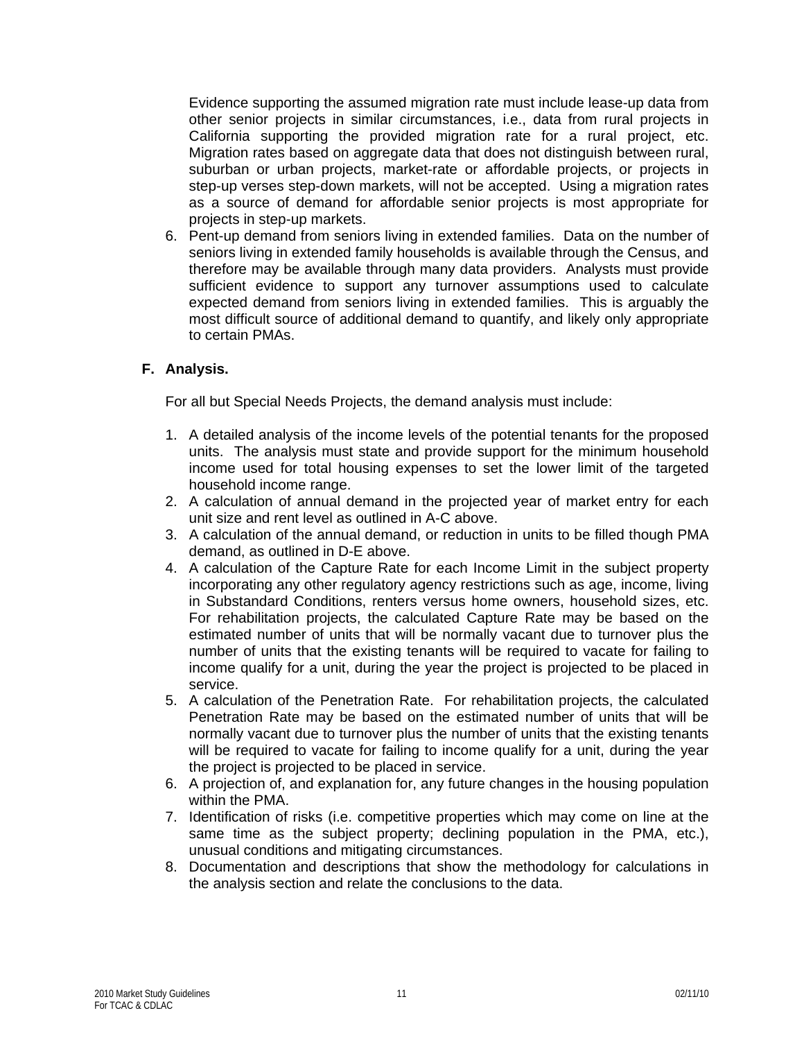Evidence supporting the assumed migration rate must include lease-up data from other senior projects in similar circumstances, i.e., data from rural projects in California supporting the provided migration rate for a rural project, etc. Migration rates based on aggregate data that does not distinguish between rural, suburban or urban projects, market-rate or affordable projects, or projects in step-up verses step-down markets, will not be accepted. Using a migration rates as a source of demand for affordable senior projects is most appropriate for projects in step-up markets.

6. Pent-up demand from seniors living in extended families. Data on the number of seniors living in extended family households is available through the Census, and therefore may be available through many data providers. Analysts must provide sufficient evidence to support any turnover assumptions used to calculate expected demand from seniors living in extended families. This is arguably the most difficult source of additional demand to quantify, and likely only appropriate to certain PMAs.

### F. Analysis.

For all but Special Needs Projects, the demand analysis must include:

1. A detailed analysis of the income levels of the potential tenants for the proposed units. The analysis must state and provide support for the minimum household income used for total housing expenses to set the lower limit of the targeted household income range.
2. A calculation of annual demand in the projected year of market entry for each unit size and rent level as outlined in A-C above.
3. A calculation of the annual demand, or reduction in units to be filled though PMA demand, as outlined in D-E above.
4. A calculation of the Capture Rate for each Income Limit in the subject property incorporating any other regulatory agency restrictions such as age, income, living in Substandard Conditions, renters versus home owners, household sizes, etc. For rehabilitation projects, the calculated Capture Rate may be based on the estimated number of units that will be normally vacant due to turnover plus the number of units that the existing tenants will be required to vacate for failing to income qualify for a unit, during the year the project is projected to be placed in service.
5. A calculation of the Penetration Rate. For rehabilitation projects, the calculated Penetration Rate may be based on the estimated number of units that will be normally vacant due to turnover plus the number of units that the existing tenants will be required to vacate for failing to income qualify for a unit, during the year the project is projected to be placed in service.
6. A projection of, and explanation for, any future changes in the housing population within the PMA.
7. Identification of risks (i.e. competitive properties which may come on line at the same time as the subject property; declining population in the PMA, etc.), unusual conditions and mitigating circumstances.
8. Documentation and descriptions that show the methodology for calculations in the analysis section and relate the conclusions to the data.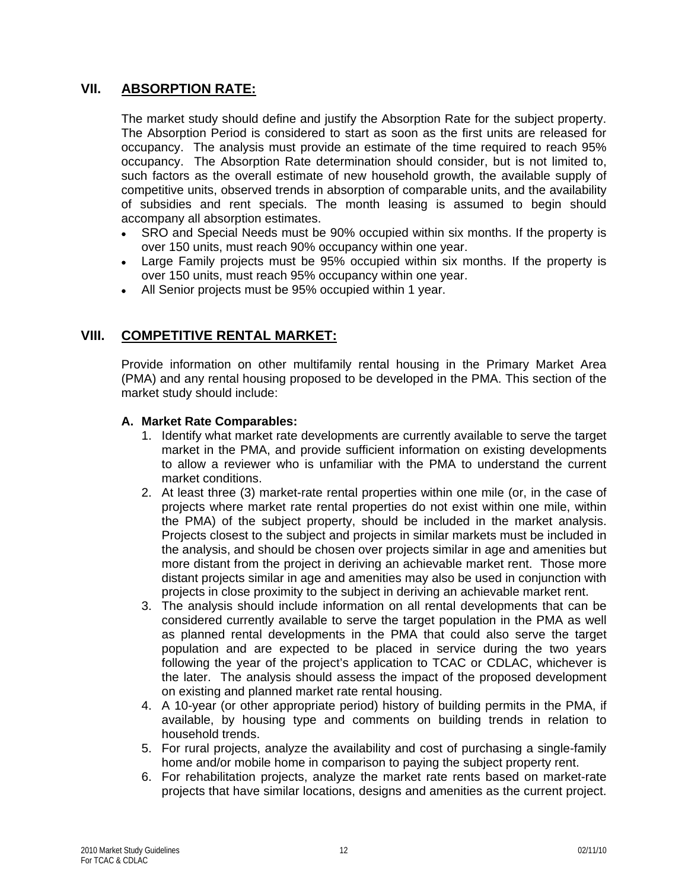## VII. ABSORPTION RATE:

The market study should define and justify the Absorption Rate for the subject property. The Absorption Period is considered to start as soon as the first units are released for occupancy. The analysis must provide an estimate of the time required to reach 95% occupancy. The Absorption Rate determination should consider, but is not limited to, such factors as the overall estimate of new household growth, the available supply of competitive units, observed trends in absorption of comparable units, and the availability of subsidies and rent specials. The month leasing is assumed to begin should accompany all absorption estimates.

- SRO and Special Needs must be 90% occupied within six months. If the property is over 150 units, must reach 90% occupancy within one year.
- Large Family projects must be 95% occupied within six months. If the property is over 150 units, must reach 95% occupancy within one year.
- All Senior projects must be 95% occupied within 1 year.

## VIII. COMPETITIVE RENTAL MARKET:

Provide information on other multifamily rental housing in the Primary Market Area (PMA) and any rental housing proposed to be developed in the PMA. This section of the market study should include:

### A. Market Rate Comparables:

1. Identify what market rate developments are currently available to serve the target market in the PMA, and provide sufficient information on existing developments to allow a reviewer who is unfamiliar with the PMA to understand the current market conditions.
2. At least three (3) market-rate rental properties within one mile (or, in the case of projects where market rate rental properties do not exist within one mile, within the PMA) of the subject property, should be included in the market analysis. Projects closest to the subject and projects in similar markets must be included in the analysis, and should be chosen over projects similar in age and amenities but more distant from the project in deriving an achievable market rent. Those more distant projects similar in age and amenities may also be used in conjunction with projects in close proximity to the subject in deriving an achievable market rent.
3. The analysis should include information on all rental developments that can be considered currently available to serve the target population in the PMA as well as planned rental developments in the PMA that could also serve the target population and are expected to be placed in service during the two years following the year of the project's application to TCAC or CDLAC, whichever is the later. The analysis should assess the impact of the proposed development on existing and planned market rate rental housing.
4. A 10-year (or other appropriate period) history of building permits in the PMA, if available, by housing type and comments on building trends in relation to household trends.
5. For rural projects, analyze the availability and cost of purchasing a single-family home and/or mobile home in comparison to paying the subject property rent.
6. For rehabilitation projects, analyze the market rate rents based on market-rate projects that have similar locations, designs and amenities as the current project.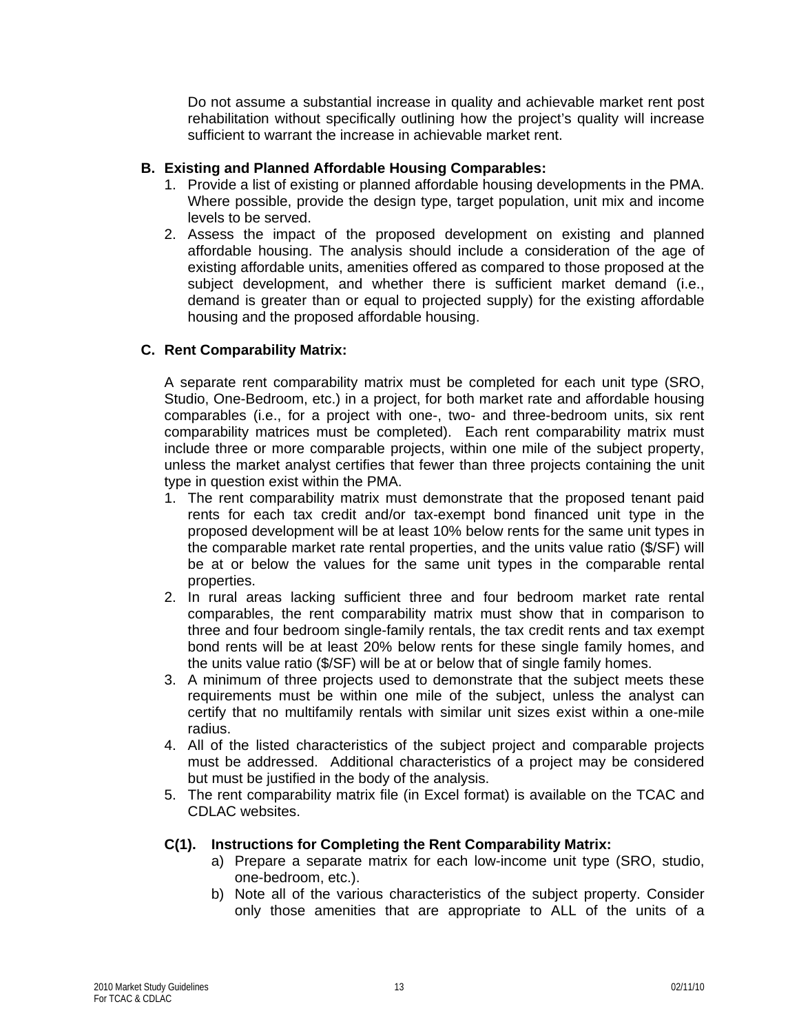Do not assume a substantial increase in quality and achievable market rent post rehabilitation without specifically outlining how the project's quality will increase sufficient to warrant the increase in achievable market rent.

**B. Existing and Planned Affordable Housing Comparables:**

1. Provide a list of existing or planned affordable housing developments in the PMA. Where possible, provide the design type, target population, unit mix and income levels to be served.
2. Assess the impact of the proposed development on existing and planned affordable housing. The analysis should include a consideration of the age of existing affordable units, amenities offered as compared to those proposed at the subject development, and whether there is sufficient market demand (i.e., demand is greater than or equal to projected supply) for the existing affordable housing and the proposed affordable housing.

**C. Rent Comparability Matrix:**

A separate rent comparability matrix must be completed for each unit type (SRO, Studio, One-Bedroom, etc.) in a project, for both market rate and affordable housing comparables (i.e., for a project with one-, two- and three-bedroom units, six rent comparability matrices must be completed). Each rent comparability matrix must include three or more comparable projects, within one mile of the subject property, unless the market analyst certifies that fewer than three projects containing the unit type in question exist within the PMA.

1. The rent comparability matrix must demonstrate that the proposed tenant paid rents for each tax credit and/or tax-exempt bond financed unit type in the proposed development will be at least 10% below rents for the same unit types in the comparable market rate rental properties, and the units value ratio ($/SF) will be at or below the values for the same unit types in the comparable rental properties.
2. In rural areas lacking sufficient three and four bedroom market rate rental comparables, the rent comparability matrix must show that in comparison to three and four bedroom single-family rentals, the tax credit rents and tax exempt bond rents will be at least 20% below rents for these single family homes, and the units value ratio ($/SF) will be at or below that of single family homes.
3. A minimum of three projects used to demonstrate that the subject meets these requirements must be within one mile of the subject, unless the analyst can certify that no multifamily rentals with similar unit sizes exist within a one-mile radius.
4. All of the listed characteristics of the subject project and comparable projects must be addressed. Additional characteristics of a project may be considered but must be justified in the body of the analysis.
5. The rent comparability matrix file (in Excel format) is available on the TCAC and CDLAC websites.

**C(1). Instructions for Completing the Rent Comparability Matrix:**

a) Prepare a separate matrix for each low-income unit type (SRO, studio, one-bedroom, etc.).
b) Note all of the various characteristics of the subject property. Consider only those amenities that are appropriate to ALL of the units of a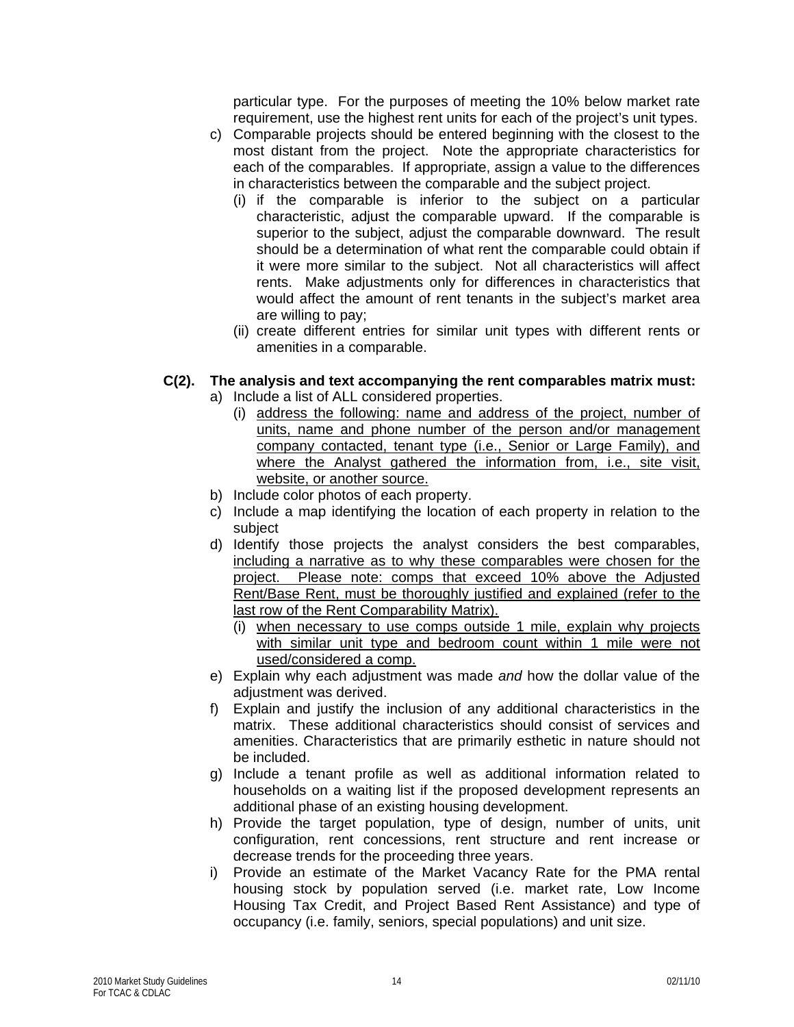particular type. For the purposes of meeting the 10% below market rate requirement, use the highest rent units for each of the project's unit types.

c) Comparable projects should be entered beginning with the closest to the most distant from the project. Note the appropriate characteristics for each of the comparables. If appropriate, assign a value to the differences in characteristics between the comparable and the subject project.
   (i) if the comparable is inferior to the subject on a particular characteristic, adjust the comparable upward. If the comparable is superior to the subject, adjust the comparable downward. The result should be a determination of what rent the comparable could obtain if it were more similar to the subject. Not all characteristics will affect rents. Make adjustments only for differences in characteristics that would affect the amount of rent tenants in the subject's market area are willing to pay;
   (ii) create different entries for similar unit types with different rents or amenities in a comparable.

**C(2). The analysis and text accompanying the rent comparables matrix must:**

a) Include a list of ALL considered properties.
   (i) <u>address the following: name and address of the project, number of units, name and phone number of the person and/or management company contacted, tenant type (i.e., Senior or Large Family), and where the Analyst gathered the information from, i.e., site visit, website, or another source.</u>

b) Include color photos of each property.

c) Include a map identifying the location of each property in relation to the subject

d) Identify those projects the analyst considers the best comparables, <u>including a narrative as to why these comparables were chosen for the project. Please note: comps that exceed 10% above the Adjusted Rent/Base Rent, must be thoroughly justified and explained (refer to the last row of the Rent Comparability Matrix).</u>
   (i) <u>when necessary to use comps outside 1 mile, explain why projects with similar unit type and bedroom count within 1 mile were not used/considered a comp.</u>

e) Explain why each adjustment was made *and* how the dollar value of the adjustment was derived.

f) Explain and justify the inclusion of any additional characteristics in the matrix. These additional characteristics should consist of services and amenities. Characteristics that are primarily esthetic in nature should not be included.

g) Include a tenant profile as well as additional information related to households on a waiting list if the proposed development represents an additional phase of an existing housing development.

h) Provide the target population, type of design, number of units, unit configuration, rent concessions, rent structure and rent increase or decrease trends for the proceeding three years.

i) Provide an estimate of the Market Vacancy Rate for the PMA rental housing stock by population served (i.e. market rate, Low Income Housing Tax Credit, and Project Based Rent Assistance) and type of occupancy (i.e. family, seniors, special populations) and unit size.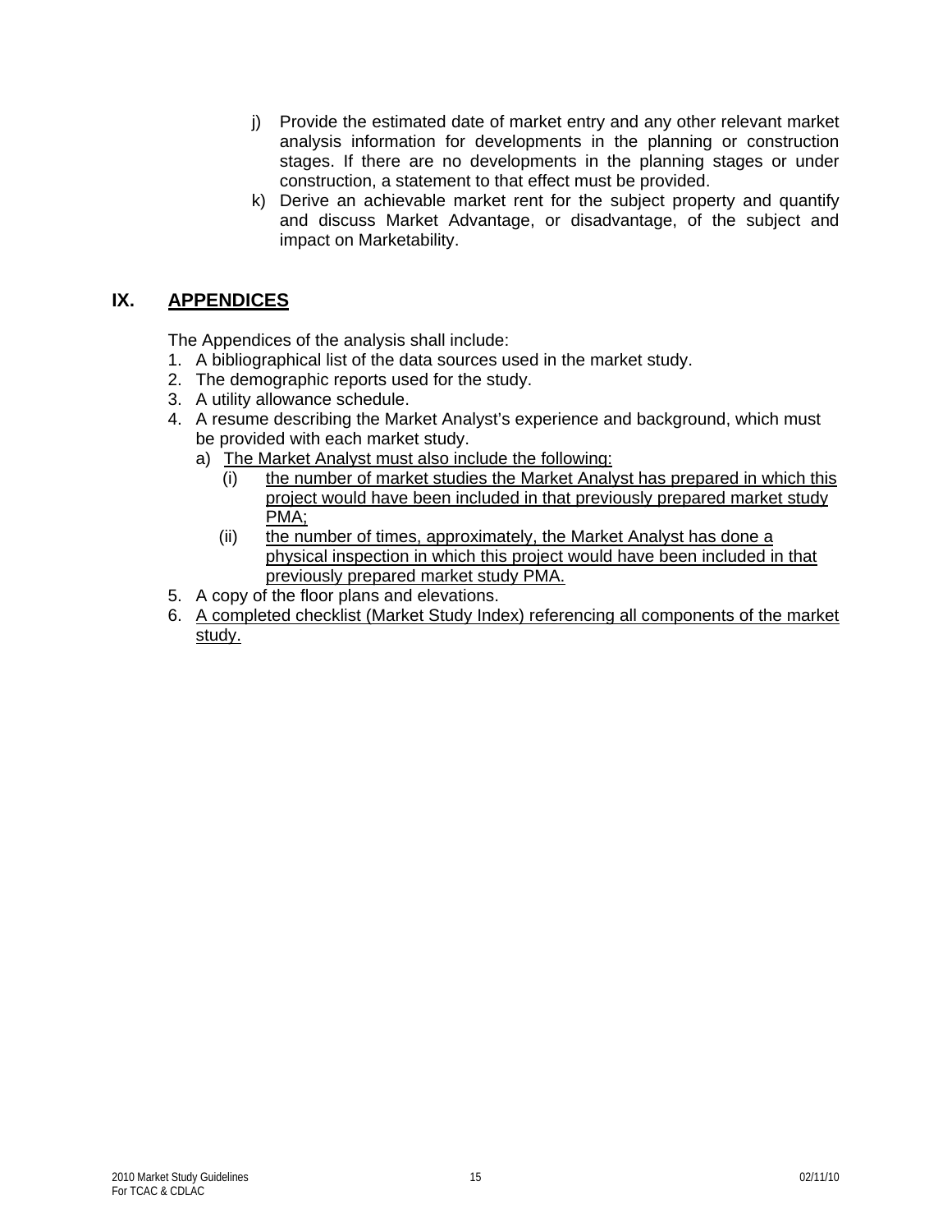j) Provide the estimated date of market entry and any other relevant market analysis information for developments in the planning or construction stages. If there are no developments in the planning stages or under construction, a statement to that effect must be provided.

k) Derive an achievable market rent for the subject property and quantify and discuss Market Advantage, or disadvantage, of the subject and impact on Marketability.

## IX. APPENDICES

The Appendices of the analysis shall include:

1. A bibliographical list of the data sources used in the market study.
2. The demographic reports used for the study.
3. A utility allowance schedule.
4. A resume describing the Market Analyst's experience and background, which must be provided with each market study.
   a) The Market Analyst must also include the following:
      (i) the number of market studies the Market Analyst has prepared in which this project would have been included in that previously prepared market study PMA;
      (ii) the number of times, approximately, the Market Analyst has done a physical inspection in which this project would have been included in that previously prepared market study PMA.
5. A copy of the floor plans and elevations.
6. A completed checklist (Market Study Index) referencing all components of the market study.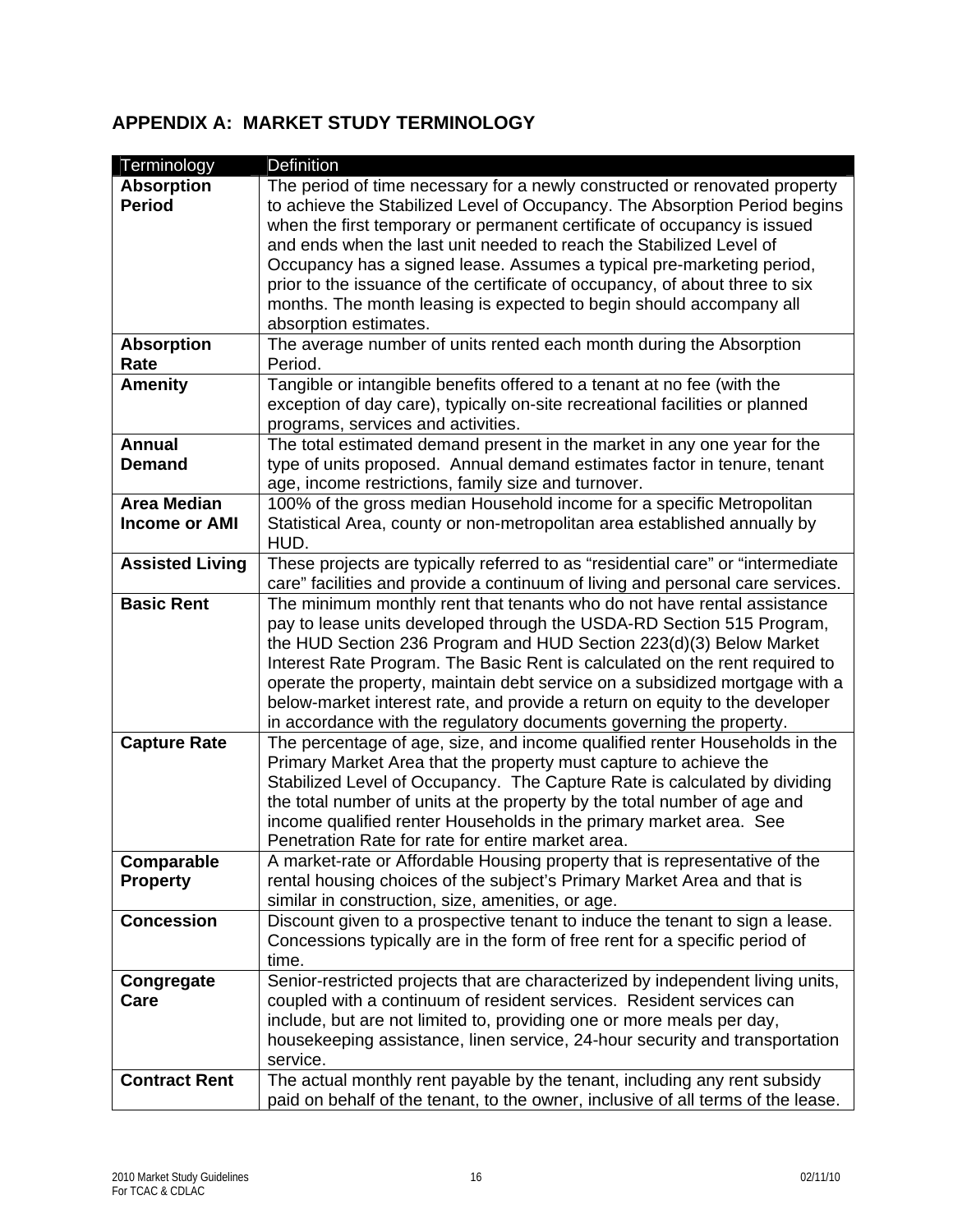## APPENDIX A: MARKET STUDY TERMINOLOGY

| Terminology | Definition |
|---|---|
| **Absorption Period** | The period of time necessary for a newly constructed or renovated property to achieve the Stabilized Level of Occupancy. The Absorption Period begins when the first temporary or permanent certificate of occupancy is issued and ends when the last unit needed to reach the Stabilized Level of Occupancy has a signed lease. Assumes a typical pre-marketing period, prior to the issuance of the certificate of occupancy, of about three to six months. The month leasing is expected to begin should accompany all absorption estimates. |
| **Absorption Rate** | The average number of units rented each month during the Absorption Period. |
| **Amenity** | Tangible or intangible benefits offered to a tenant at no fee (with the exception of day care), typically on-site recreational facilities or planned programs, services and activities. |
| **Annual Demand** | The total estimated demand present in the market in any one year for the type of units proposed. Annual demand estimates factor in tenure, tenant age, income restrictions, family size and turnover. |
| **Area Median Income or AMI** | 100% of the gross median Household income for a specific Metropolitan Statistical Area, county or non-metropolitan area established annually by HUD. |
| **Assisted Living** | These projects are typically referred to as "residential care" or "intermediate care" facilities and provide a continuum of living and personal care services. |
| **Basic Rent** | The minimum monthly rent that tenants who do not have rental assistance pay to lease units developed through the USDA-RD Section 515 Program, the HUD Section 236 Program and HUD Section 223(d)(3) Below Market Interest Rate Program. The Basic Rent is calculated on the rent required to operate the property, maintain debt service on a subsidized mortgage with a below-market interest rate, and provide a return on equity to the developer in accordance with the regulatory documents governing the property. |
| **Capture Rate** | The percentage of age, size, and income qualified renter Households in the Primary Market Area that the property must capture to achieve the Stabilized Level of Occupancy. The Capture Rate is calculated by dividing the total number of units at the property by the total number of age and income qualified renter Households in the primary market area. See Penetration Rate for rate for entire market area. |
| **Comparable Property** | A market-rate or Affordable Housing property that is representative of the rental housing choices of the subject's Primary Market Area and that is similar in construction, size, amenities, or age. |
| **Concession** | Discount given to a prospective tenant to induce the tenant to sign a lease. Concessions typically are in the form of free rent for a specific period of time. |
| **Congregate Care** | Senior-restricted projects that are characterized by independent living units, coupled with a continuum of resident services. Resident services can include, but are not limited to, providing one or more meals per day, housekeeping assistance, linen service, 24-hour security and transportation service. |
| **Contract Rent** | The actual monthly rent payable by the tenant, including any rent subsidy paid on behalf of the tenant, to the owner, inclusive of all terms of the lease. |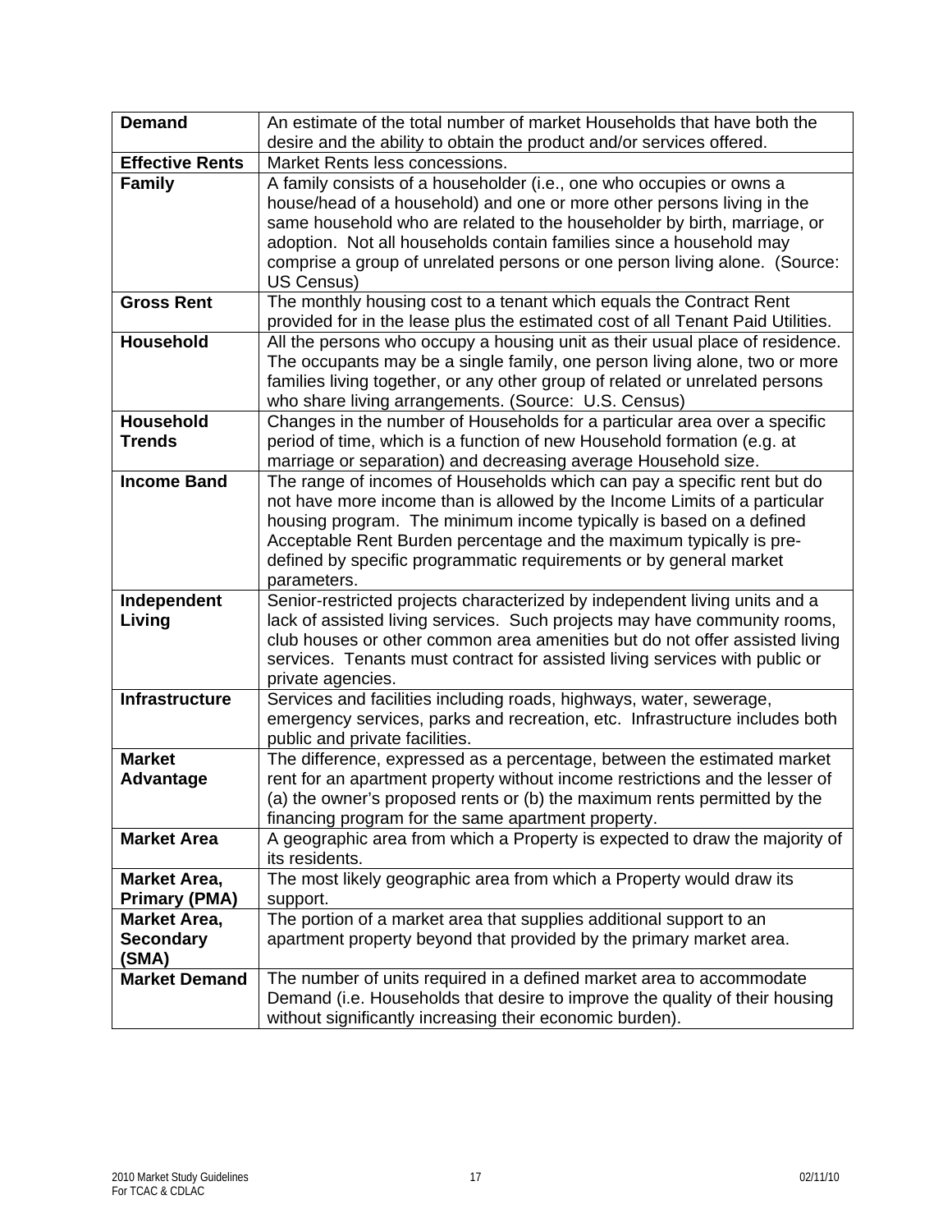| **Demand** | An estimate of the total number of market Households that have both the desire and the ability to obtain the product and/or services offered. |
|---|---|
| **Effective Rents** | Market Rents less concessions. |
| **Family** | A family consists of a householder (i.e., one who occupies or owns a house/head of a household) and one or more other persons living in the same household who are related to the householder by birth, marriage, or adoption. Not all households contain families since a household may comprise a group of unrelated persons or one person living alone. (Source: US Census) |
| **Gross Rent** | The monthly housing cost to a tenant which equals the Contract Rent provided for in the lease plus the estimated cost of all Tenant Paid Utilities. |
| **Household** | All the persons who occupy a housing unit as their usual place of residence. The occupants may be a single family, one person living alone, two or more families living together, or any other group of related or unrelated persons who share living arrangements. (Source: U.S. Census) |
| **Household Trends** | Changes in the number of Households for a particular area over a specific period of time, which is a function of new Household formation (e.g. at marriage or separation) and decreasing average Household size. |
| **Income Band** | The range of incomes of Households which can pay a specific rent but do not have more income than is allowed by the Income Limits of a particular housing program. The minimum income typically is based on a defined Acceptable Rent Burden percentage and the maximum typically is pre-defined by specific programmatic requirements or by general market parameters. |
| **Independent Living** | Senior-restricted projects characterized by independent living units and a lack of assisted living services. Such projects may have community rooms, club houses or other common area amenities but do not offer assisted living services. Tenants must contract for assisted living services with public or private agencies. |
| **Infrastructure** | Services and facilities including roads, highways, water, sewerage, emergency services, parks and recreation, etc. Infrastructure includes both public and private facilities. |
| **Market Advantage** | The difference, expressed as a percentage, between the estimated market rent for an apartment property without income restrictions and the lesser of (a) the owner's proposed rents or (b) the maximum rents permitted by the financing program for the same apartment property. |
| **Market Area** | A geographic area from which a Property is expected to draw the majority of its residents. |
| **Market Area, Primary (PMA)** | The most likely geographic area from which a Property would draw its support. |
| **Market Area, Secondary (SMA)** | The portion of a market area that supplies additional support to an apartment property beyond that provided by the primary market area. |
| **Market Demand** | The number of units required in a defined market area to accommodate Demand (i.e. Households that desire to improve the quality of their housing without significantly increasing their economic burden). |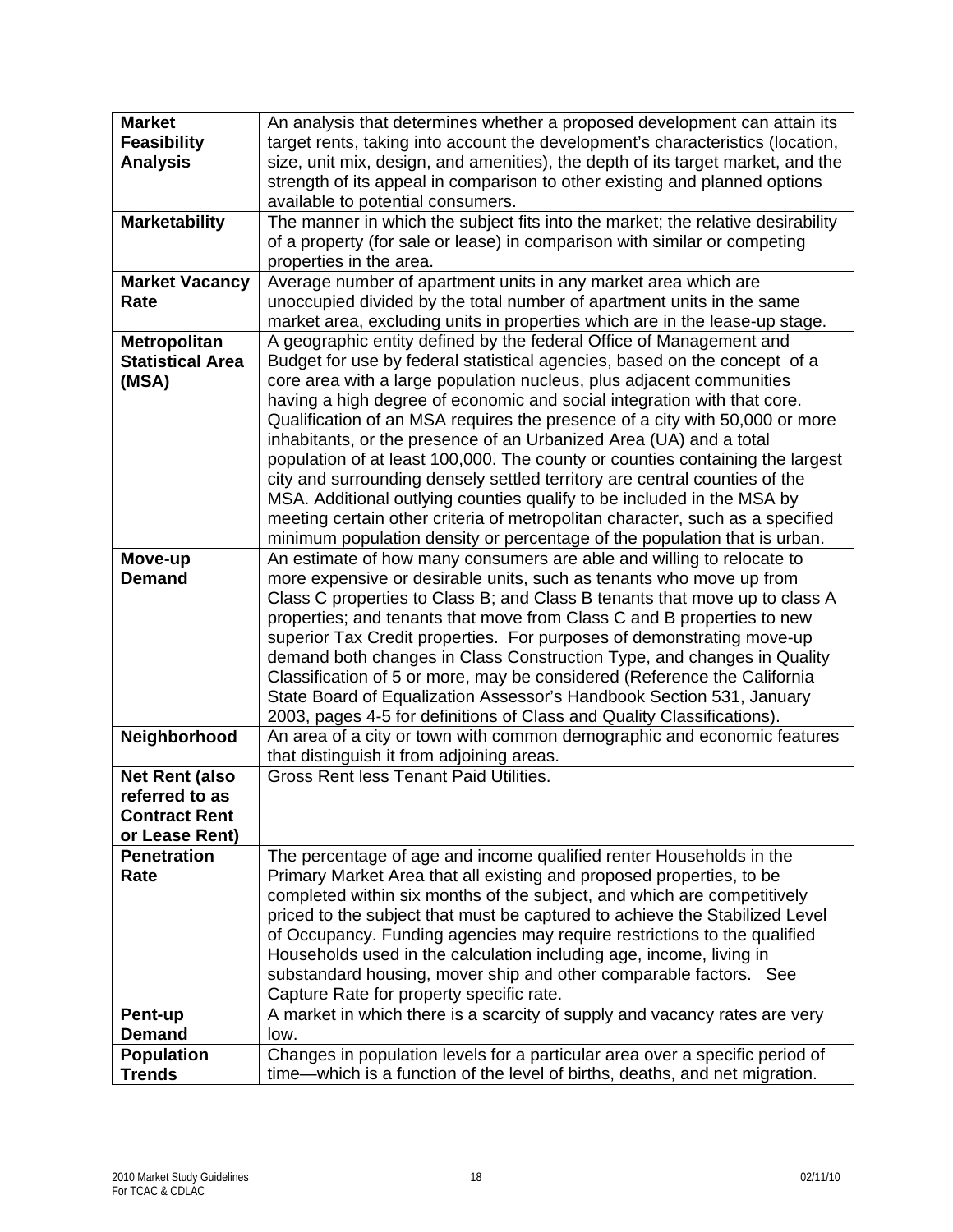| | |
|---|---|
| **Market Feasibility Analysis** | An analysis that determines whether a proposed development can attain its target rents, taking into account the development's characteristics (location, size, unit mix, design, and amenities), the depth of its target market, and the strength of its appeal in comparison to other existing and planned options available to potential consumers. |
| **Marketability** | The manner in which the subject fits into the market; the relative desirability of a property (for sale or lease) in comparison with similar or competing properties in the area. |
| **Market Vacancy Rate** | Average number of apartment units in any market area which are unoccupied divided by the total number of apartment units in the same market area, excluding units in properties which are in the lease-up stage. |
| **Metropolitan Statistical Area (MSA)** | A geographic entity defined by the federal Office of Management and Budget for use by federal statistical agencies, based on the concept of a core area with a large population nucleus, plus adjacent communities having a high degree of economic and social integration with that core. Qualification of an MSA requires the presence of a city with 50,000 or more inhabitants, or the presence of an Urbanized Area (UA) and a total population of at least 100,000. The county or counties containing the largest city and surrounding densely settled territory are central counties of the MSA. Additional outlying counties qualify to be included in the MSA by meeting certain other criteria of metropolitan character, such as a specified minimum population density or percentage of the population that is urban. |
| **Move-up Demand** | An estimate of how many consumers are able and willing to relocate to more expensive or desirable units, such as tenants who move up from Class C properties to Class B; and Class B tenants that move up to class A properties; and tenants that move from Class C and B properties to new superior Tax Credit properties. For purposes of demonstrating move-up demand both changes in Class Construction Type, and changes in Quality Classification of 5 or more, may be considered (Reference the California State Board of Equalization Assessor's Handbook Section 531, January 2003, pages 4-5 for definitions of Class and Quality Classifications). |
| **Neighborhood** | An area of a city or town with common demographic and economic features that distinguish it from adjoining areas. |
| **Net Rent (also referred to as Contract Rent or Lease Rent)** | Gross Rent less Tenant Paid Utilities. |
| **Penetration Rate** | The percentage of age and income qualified renter Households in the Primary Market Area that all existing and proposed properties, to be completed within six months of the subject, and which are competitively priced to the subject that must be captured to achieve the Stabilized Level of Occupancy. Funding agencies may require restrictions to the qualified Households used in the calculation including age, income, living in substandard housing, mover ship and other comparable factors. See Capture Rate for property specific rate. |
| **Pent-up Demand** | A market in which there is a scarcity of supply and vacancy rates are very low. |
| **Population Trends** | Changes in population levels for a particular area over a specific period of time—which is a function of the level of births, deaths, and net migration. |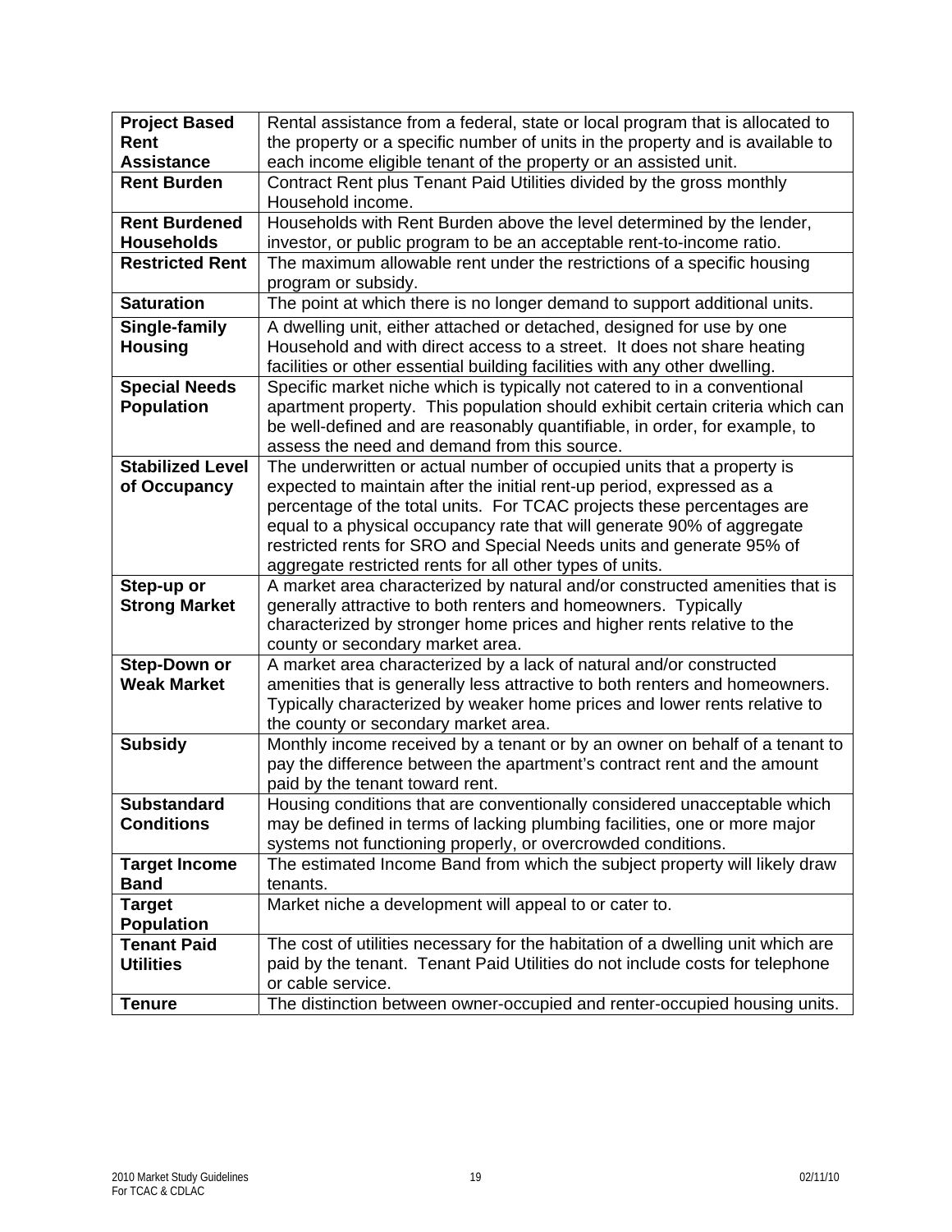| | |
|---|---|
| **Project Based Rent Assistance** | Rental assistance from a federal, state or local program that is allocated to the property or a specific number of units in the property and is available to each income eligible tenant of the property or an assisted unit. |
| **Rent Burden** | Contract Rent plus Tenant Paid Utilities divided by the gross monthly Household income. |
| **Rent Burdened Households** | Households with Rent Burden above the level determined by the lender, investor, or public program to be an acceptable rent-to-income ratio. |
| **Restricted Rent** | The maximum allowable rent under the restrictions of a specific housing program or subsidy. |
| **Saturation** | The point at which there is no longer demand to support additional units. |
| **Single-family Housing** | A dwelling unit, either attached or detached, designed for use by one Household and with direct access to a street. It does not share heating facilities or other essential building facilities with any other dwelling. |
| **Special Needs Population** | Specific market niche which is typically not catered to in a conventional apartment property. This population should exhibit certain criteria which can be well-defined and are reasonably quantifiable, in order, for example, to assess the need and demand from this source. |
| **Stabilized Level of Occupancy** | The underwritten or actual number of occupied units that a property is expected to maintain after the initial rent-up period, expressed as a percentage of the total units. For TCAC projects these percentages are equal to a physical occupancy rate that will generate 90% of aggregate restricted rents for SRO and Special Needs units and generate 95% of aggregate restricted rents for all other types of units. |
| **Step-up or Strong Market** | A market area characterized by natural and/or constructed amenities that is generally attractive to both renters and homeowners. Typically characterized by stronger home prices and higher rents relative to the county or secondary market area. |
| **Step-Down or Weak Market** | A market area characterized by a lack of natural and/or constructed amenities that is generally less attractive to both renters and homeowners. Typically characterized by weaker home prices and lower rents relative to the county or secondary market area. |
| **Subsidy** | Monthly income received by a tenant or by an owner on behalf of a tenant to pay the difference between the apartment's contract rent and the amount paid by the tenant toward rent. |
| **Substandard Conditions** | Housing conditions that are conventionally considered unacceptable which may be defined in terms of lacking plumbing facilities, one or more major systems not functioning properly, or overcrowded conditions. |
| **Target Income Band** | The estimated Income Band from which the subject property will likely draw tenants. |
| **Target Population** | Market niche a development will appeal to or cater to. |
| **Tenant Paid Utilities** | The cost of utilities necessary for the habitation of a dwelling unit which are paid by the tenant. Tenant Paid Utilities do not include costs for telephone or cable service. |
| **Tenure** | The distinction between owner-occupied and renter-occupied housing units. |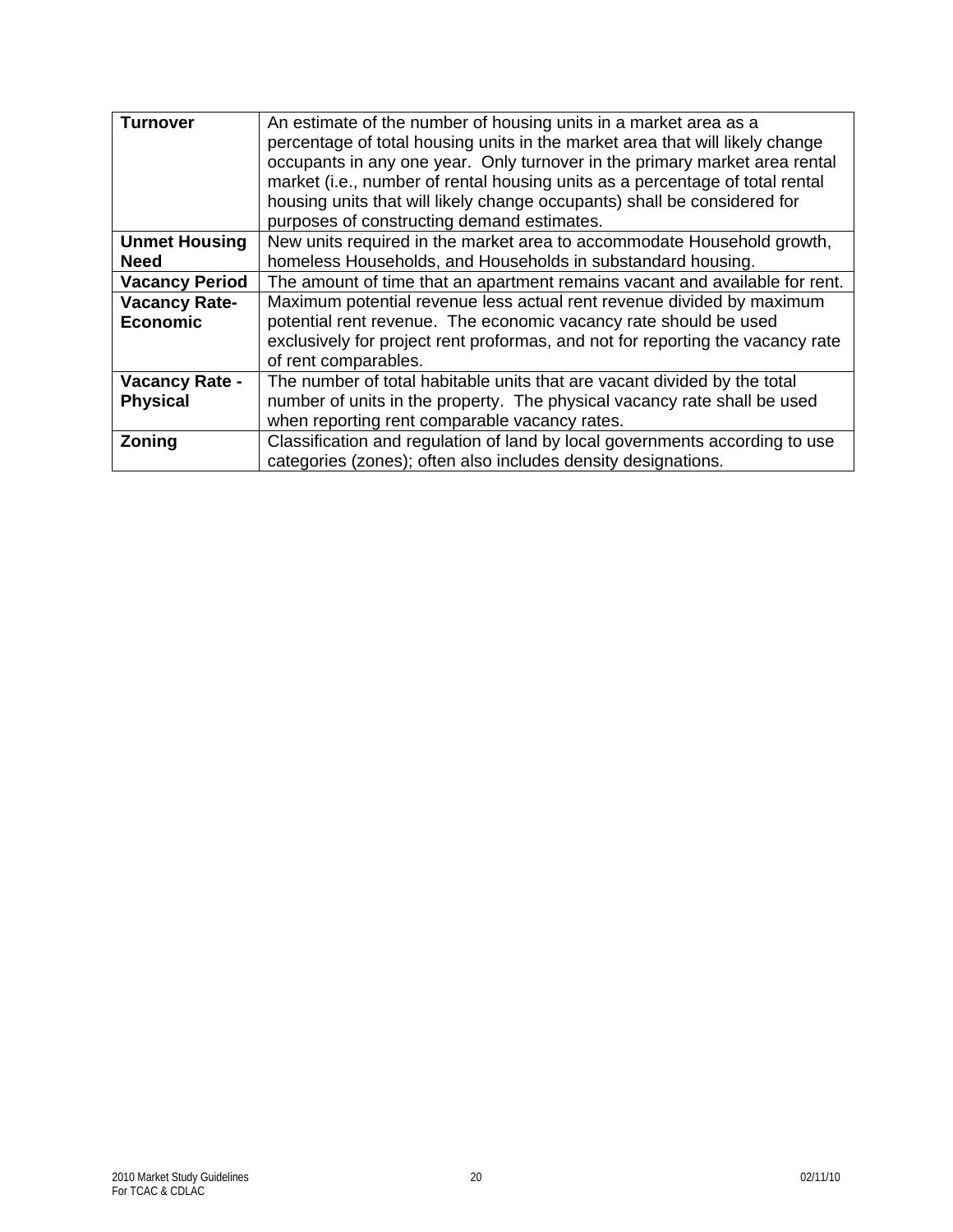| | |
|---|---|
| **Turnover** | An estimate of the number of housing units in a market area as a percentage of total housing units in the market area that will likely change occupants in any one year. Only turnover in the primary market area rental market (i.e., number of rental housing units as a percentage of total rental housing units that will likely change occupants) shall be considered for purposes of constructing demand estimates. |
| **Unmet Housing Need** | New units required in the market area to accommodate Household growth, homeless Households, and Households in substandard housing. |
| **Vacancy Period** | The amount of time that an apartment remains vacant and available for rent. |
| **Vacancy Rate-Economic** | Maximum potential revenue less actual rent revenue divided by maximum potential rent revenue. The economic vacancy rate should be used exclusively for project rent proformas, and not for reporting the vacancy rate of rent comparables. |
| **Vacancy Rate - Physical** | The number of total habitable units that are vacant divided by the total number of units in the property. The physical vacancy rate shall be used when reporting rent comparable vacancy rates. |
| **Zoning** | Classification and regulation of land by local governments according to use categories (zones); often also includes density designations. |